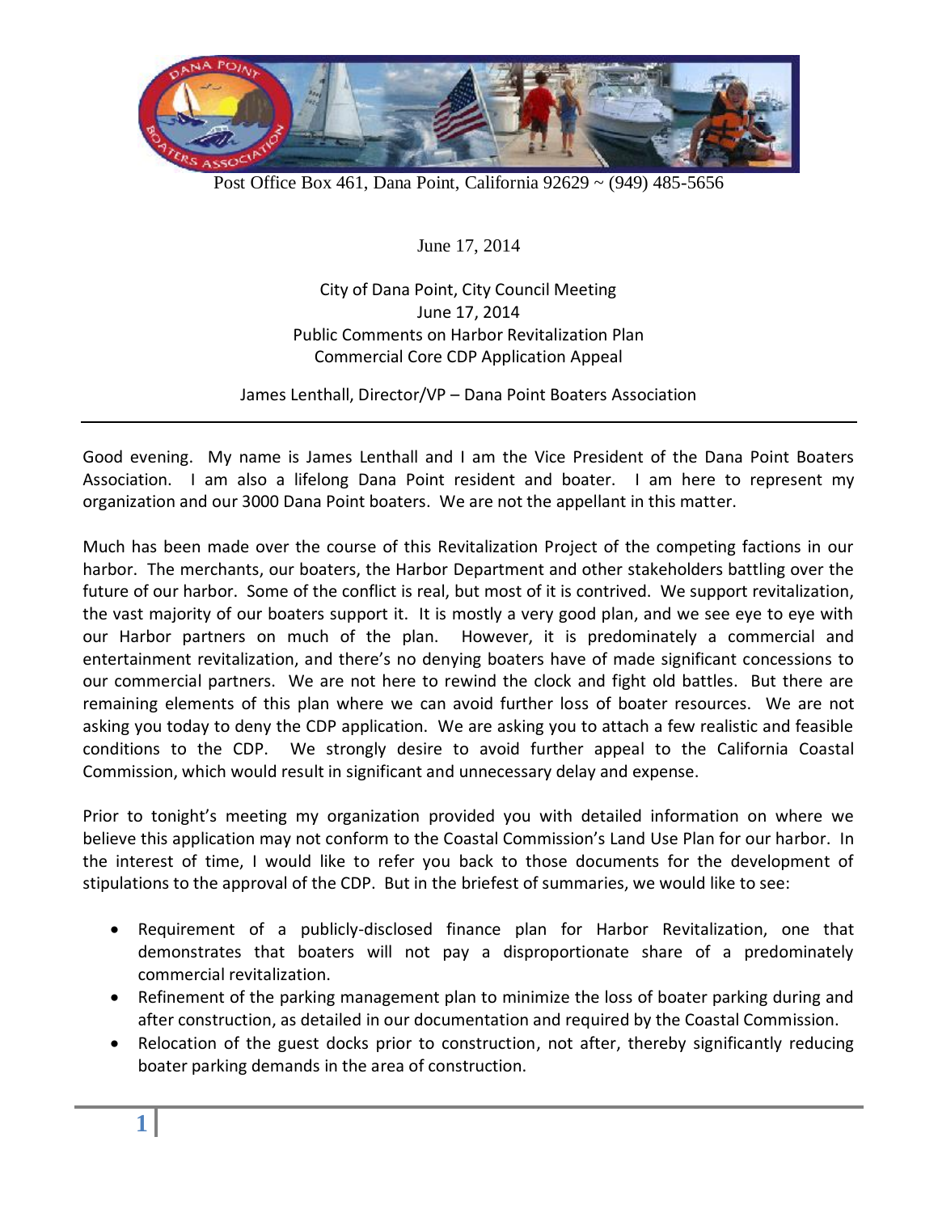Post Office Box 461, Dana Point, California 92629 ~ (949) 485-5656

June 17, 2014

City of Dana Point, City Council Meeting
June 17, 2014
Public Comments on Harbor Revitalization Plan
Commercial Core CDP Application Appeal

James Lenthall, Director/VP – Dana Point Boaters Association

---

Good evening. My name is James Lenthall and I am the Vice President of the Dana Point Boaters Association. I am also a lifelong Dana Point resident and boater. I am here to represent my organization and our 3000 Dana Point boaters. We are not the appellant in this matter.

Much has been made over the course of this Revitalization Project of the competing factions in our harbor. The merchants, our boaters, the Harbor Department and other stakeholders battling over the future of our harbor. Some of the conflict is real, but most of it is contrived. We support revitalization, the vast majority of our boaters support it. It is mostly a very good plan, and we see eye to eye with our Harbor partners on much of the plan. However, it is predominately a commercial and entertainment revitalization, and there's no denying boaters have of made significant concessions to our commercial partners. We are not here to rewind the clock and fight old battles. But there are remaining elements of this plan where we can avoid further loss of boater resources. We are not asking you today to deny the CDP application. We are asking you to attach a few realistic and feasible conditions to the CDP. We strongly desire to avoid further appeal to the California Coastal Commission, which would result in significant and unnecessary delay and expense.

Prior to tonight's meeting my organization provided you with detailed information on where we believe this application may not conform to the Coastal Commission's Land Use Plan for our harbor. In the interest of time, I would like to refer you back to those documents for the development of stipulations to the approval of the CDP. But in the briefest of summaries, we would like to see:

- Requirement of a publicly-disclosed finance plan for Harbor Revitalization, one that demonstrates that boaters will not pay a disproportionate share of a predominately commercial revitalization.
- Refinement of the parking management plan to minimize the loss of boater parking during and after construction, as detailed in our documentation and required by the Coastal Commission.
- Relocation of the guest docks prior to construction, not after, thereby significantly reducing boater parking demands in the area of construction.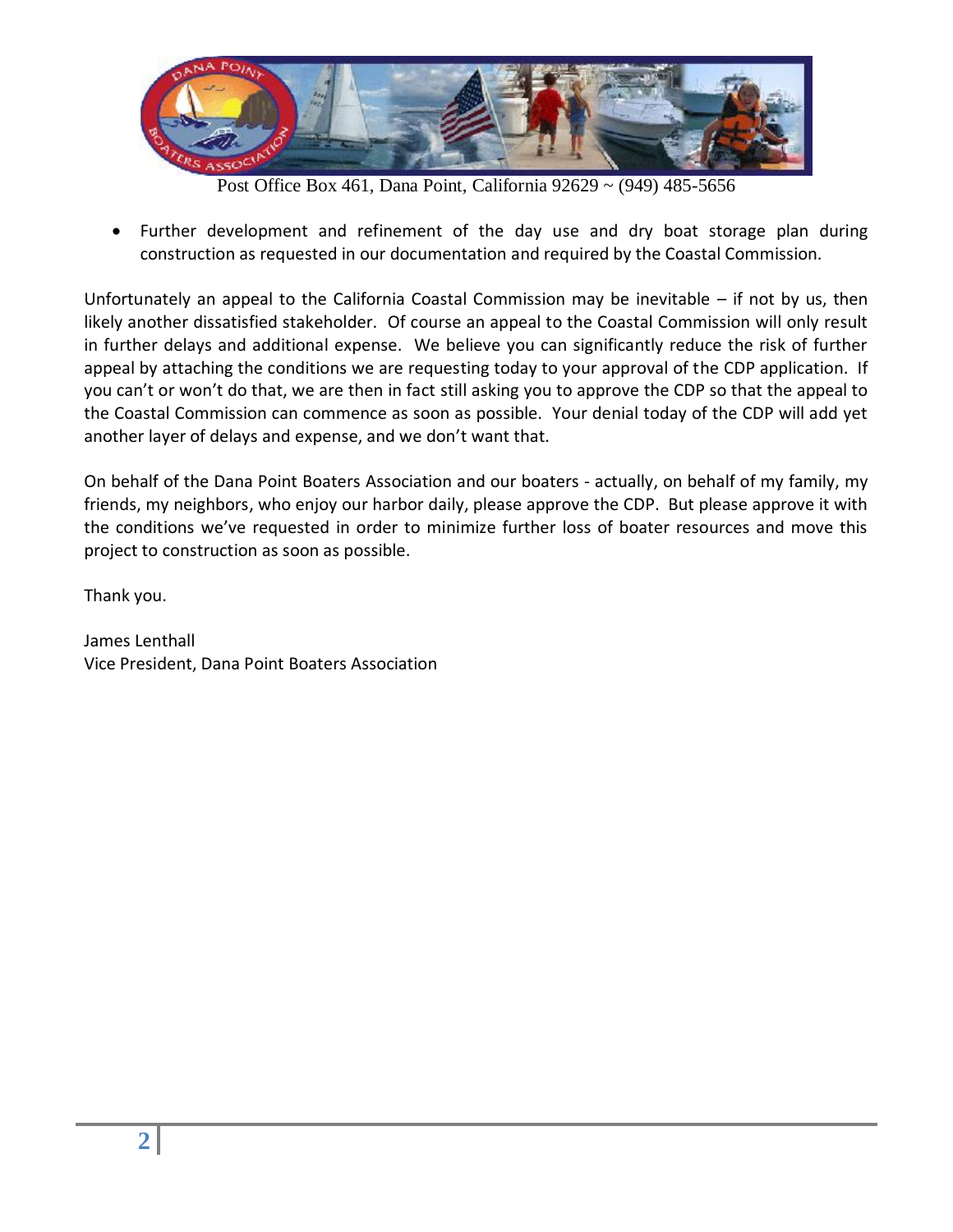Post Office Box 461, Dana Point, California 92629 ~ (949) 485-5656

- Further development and refinement of the day use and dry boat storage plan during construction as requested in our documentation and required by the Coastal Commission.

Unfortunately an appeal to the California Coastal Commission may be inevitable – if not by us, then likely another dissatisfied stakeholder. Of course an appeal to the Coastal Commission will only result in further delays and additional expense. We believe you can significantly reduce the risk of further appeal by attaching the conditions we are requesting today to your approval of the CDP application. If you can't or won't do that, we are then in fact still asking you to approve the CDP so that the appeal to the Coastal Commission can commence as soon as possible. Your denial today of the CDP will add yet another layer of delays and expense, and we don't want that.

On behalf of the Dana Point Boaters Association and our boaters - actually, on behalf of my family, my friends, my neighbors, who enjoy our harbor daily, please approve the CDP. But please approve it with the conditions we've requested in order to minimize further loss of boater resources and move this project to construction as soon as possible.

Thank you.

James Lenthall
Vice President, Dana Point Boaters Association